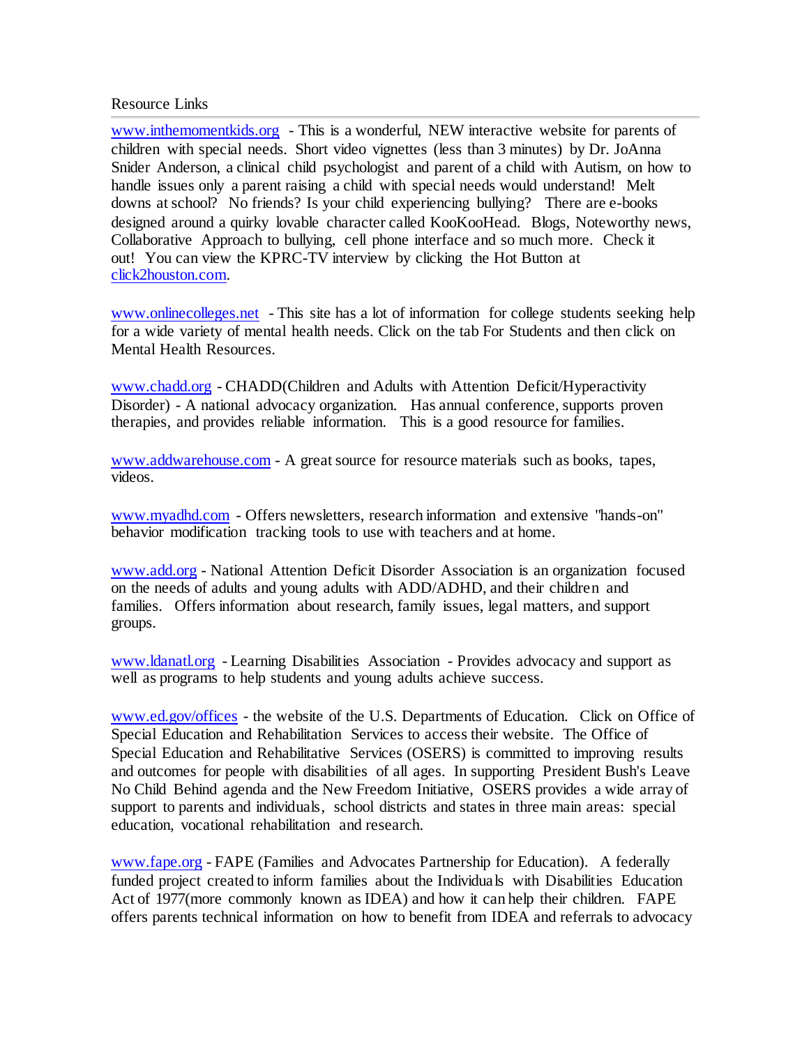Resource Links

---

www.inthemomentkids.org - This is a wonderful, NEW interactive website for parents of children with special needs. Short video vignettes (less than 3 minutes) by Dr. JoAnna Snider Anderson, a clinical child psychologist and parent of a child with Autism, on how to handle issues only a parent raising a child with special needs would understand! Melt downs at school? No friends? Is your child experiencing bullying? There are e-books designed around a quirky lovable character called KooKooHead. Blogs, Noteworthy news, Collaborative Approach to bullying, cell phone interface and so much more. Check it out! You can view the KPRC-TV interview by clicking the Hot Button at click2houston.com.

www.onlinecolleges.net - This site has a lot of information for college students seeking help for a wide variety of mental health needs. Click on the tab For Students and then click on Mental Health Resources.

www.chadd.org - CHADD(Children and Adults with Attention Deficit/Hyperactivity Disorder) - A national advocacy organization. Has annual conference, supports proven therapies, and provides reliable information. This is a good resource for families.

www.addwarehouse.com - A great source for resource materials such as books, tapes, videos.

www.myadhd.com - Offers newsletters, research information and extensive "hands-on" behavior modification tracking tools to use with teachers and at home.

www.add.org - National Attention Deficit Disorder Association is an organization focused on the needs of adults and young adults with ADD/ADHD, and their children and families. Offers information about research, family issues, legal matters, and support groups.

www.ldanatl.org - Learning Disabilities Association - Provides advocacy and support as well as programs to help students and young adults achieve success.

www.ed.gov/offices - the website of the U.S. Departments of Education. Click on Office of Special Education and Rehabilitation Services to access their website. The Office of Special Education and Rehabilitative Services (OSERS) is committed to improving results and outcomes for people with disabilities of all ages. In supporting President Bush's Leave No Child Behind agenda and the New Freedom Initiative, OSERS provides a wide array of support to parents and individuals, school districts and states in three main areas: special education, vocational rehabilitation and research.

www.fape.org - FAPE (Families and Advocates Partnership for Education). A federally funded project created to inform families about the Individuals with Disabilities Education Act of 1977(more commonly known as IDEA) and how it can help their children. FAPE offers parents technical information on how to benefit from IDEA and referrals to advocacy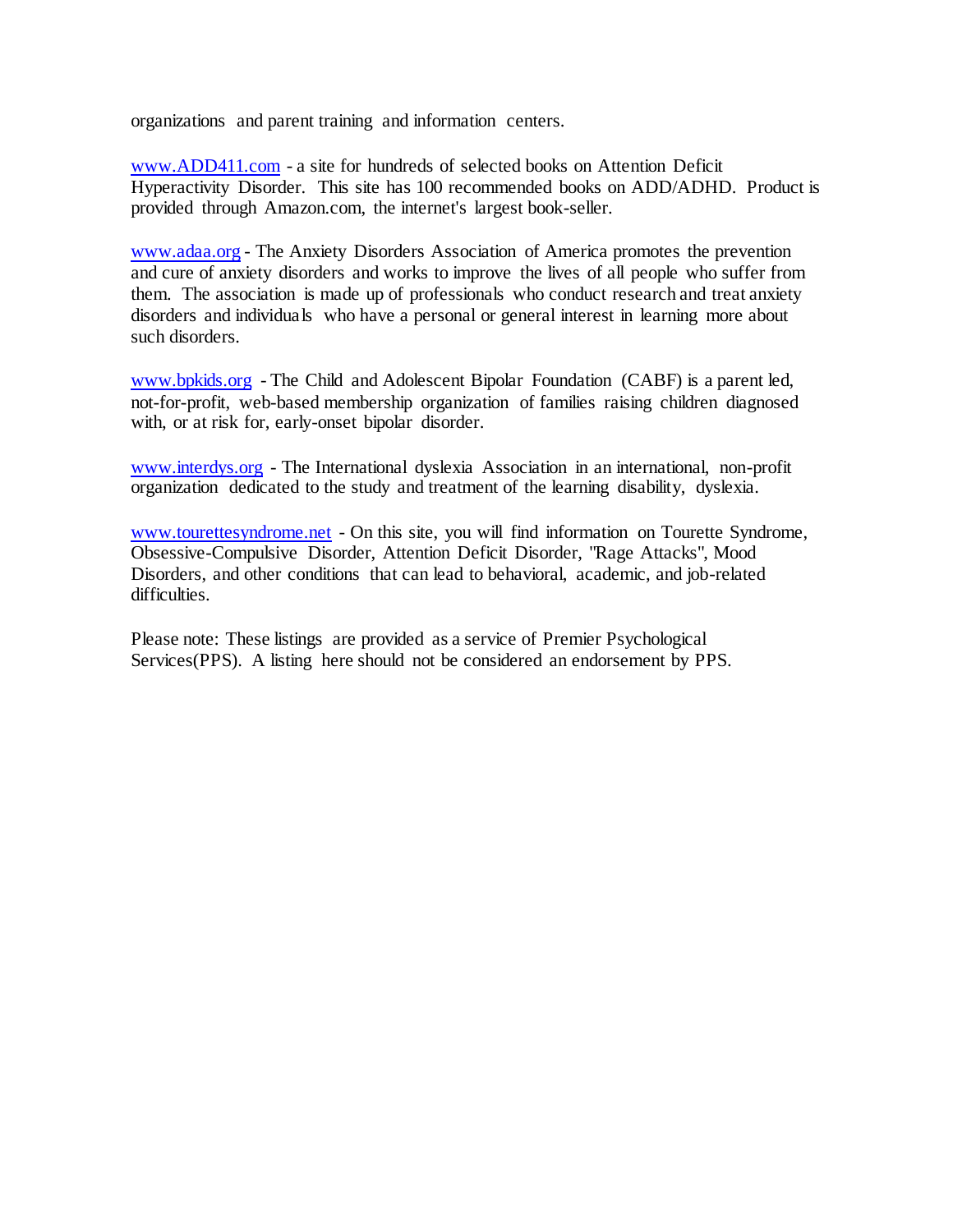organizations and parent training and information centers.

www.ADD411.com - a site for hundreds of selected books on Attention Deficit Hyperactivity Disorder. This site has 100 recommended books on ADD/ADHD. Product is provided through Amazon.com, the internet's largest book-seller.

www.adaa.org - The Anxiety Disorders Association of America promotes the prevention and cure of anxiety disorders and works to improve the lives of all people who suffer from them. The association is made up of professionals who conduct research and treat anxiety disorders and individuals who have a personal or general interest in learning more about such disorders.

www.bpkids.org - The Child and Adolescent Bipolar Foundation (CABF) is a parent led, not-for-profit, web-based membership organization of families raising children diagnosed with, or at risk for, early-onset bipolar disorder.

www.interdys.org - The International dyslexia Association in an international, non-profit organization dedicated to the study and treatment of the learning disability, dyslexia.

www.tourettesyndrome.net - On this site, you will find information on Tourette Syndrome, Obsessive-Compulsive Disorder, Attention Deficit Disorder, "Rage Attacks", Mood Disorders, and other conditions that can lead to behavioral, academic, and job-related difficulties.

Please note: These listings are provided as a service of Premier Psychological Services(PPS). A listing here should not be considered an endorsement by PPS.